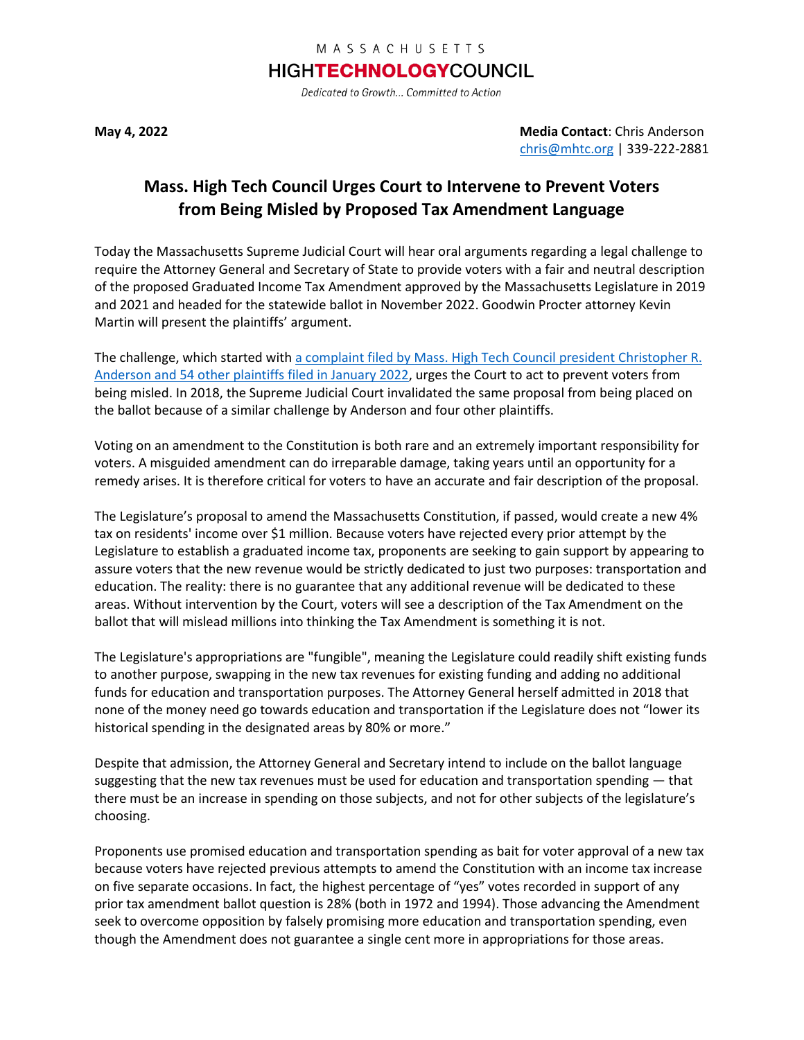MASSACHUSETTS

HIGHTECHNOLOGYCOUNCIL

*Dedicated to Growth... Committed to Action*

**May 4, 2022**

**Media Contact**: Chris Anderson
chris@mhtc.org | 339-222-2881

## Mass. High Tech Council Urges Court to Intervene to Prevent Voters from Being Misled by Proposed Tax Amendment Language

Today the Massachusetts Supreme Judicial Court will hear oral arguments regarding a legal challenge to require the Attorney General and Secretary of State to provide voters with a fair and neutral description of the proposed Graduated Income Tax Amendment approved by the Massachusetts Legislature in 2019 and 2021 and headed for the statewide ballot in November 2022. Goodwin Procter attorney Kevin Martin will present the plaintiffs' argument.

The challenge, which started with a complaint filed by Mass. High Tech Council president Christopher R. Anderson and 54 other plaintiffs filed in January 2022, urges the Court to act to prevent voters from being misled. In 2018, the Supreme Judicial Court invalidated the same proposal from being placed on the ballot because of a similar challenge by Anderson and four other plaintiffs.

Voting on an amendment to the Constitution is both rare and an extremely important responsibility for voters. A misguided amendment can do irreparable damage, taking years until an opportunity for a remedy arises. It is therefore critical for voters to have an accurate and fair description of the proposal.

The Legislature's proposal to amend the Massachusetts Constitution, if passed, would create a new 4% tax on residents' income over $1 million. Because voters have rejected every prior attempt by the Legislature to establish a graduated income tax, proponents are seeking to gain support by appearing to assure voters that the new revenue would be strictly dedicated to just two purposes: transportation and education. The reality: there is no guarantee that any additional revenue will be dedicated to these areas. Without intervention by the Court, voters will see a description of the Tax Amendment on the ballot that will mislead millions into thinking the Tax Amendment is something it is not.

The Legislature's appropriations are "fungible", meaning the Legislature could readily shift existing funds to another purpose, swapping in the new tax revenues for existing funding and adding no additional funds for education and transportation purposes. The Attorney General herself admitted in 2018 that none of the money need go towards education and transportation if the Legislature does not "lower its historical spending in the designated areas by 80% or more."

Despite that admission, the Attorney General and Secretary intend to include on the ballot language suggesting that the new tax revenues must be used for education and transportation spending — that there must be an increase in spending on those subjects, and not for other subjects of the legislature's choosing.

Proponents use promised education and transportation spending as bait for voter approval of a new tax because voters have rejected previous attempts to amend the Constitution with an income tax increase on five separate occasions. In fact, the highest percentage of "yes" votes recorded in support of any prior tax amendment ballot question is 28% (both in 1972 and 1994). Those advancing the Amendment seek to overcome opposition by falsely promising more education and transportation spending, even though the Amendment does not guarantee a single cent more in appropriations for those areas.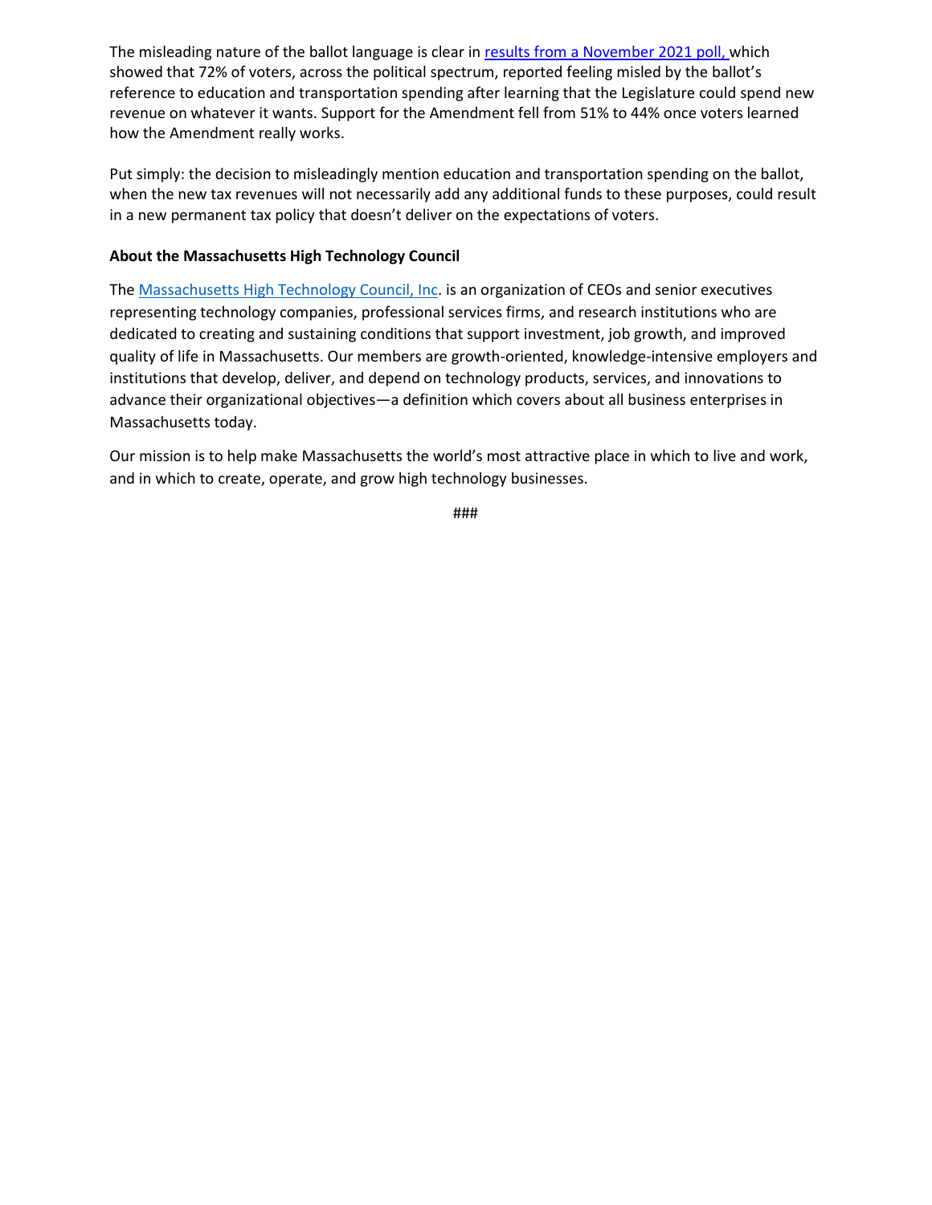The misleading nature of the ballot language is clear in results from a November 2021 poll, which showed that 72% of voters, across the political spectrum, reported feeling misled by the ballot's reference to education and transportation spending after learning that the Legislature could spend new revenue on whatever it wants. Support for the Amendment fell from 51% to 44% once voters learned how the Amendment really works.

Put simply: the decision to misleadingly mention education and transportation spending on the ballot, when the new tax revenues will not necessarily add any additional funds to these purposes, could result in a new permanent tax policy that doesn't deliver on the expectations of voters.

**About the Massachusetts High Technology Council**

The Massachusetts High Technology Council, Inc. is an organization of CEOs and senior executives representing technology companies, professional services firms, and research institutions who are dedicated to creating and sustaining conditions that support investment, job growth, and improved quality of life in Massachusetts. Our members are growth-oriented, knowledge-intensive employers and institutions that develop, deliver, and depend on technology products, services, and innovations to advance their organizational objectives—a definition which covers about all business enterprises in Massachusetts today.

Our mission is to help make Massachusetts the world's most attractive place in which to live and work, and in which to create, operate, and grow high technology businesses.

###